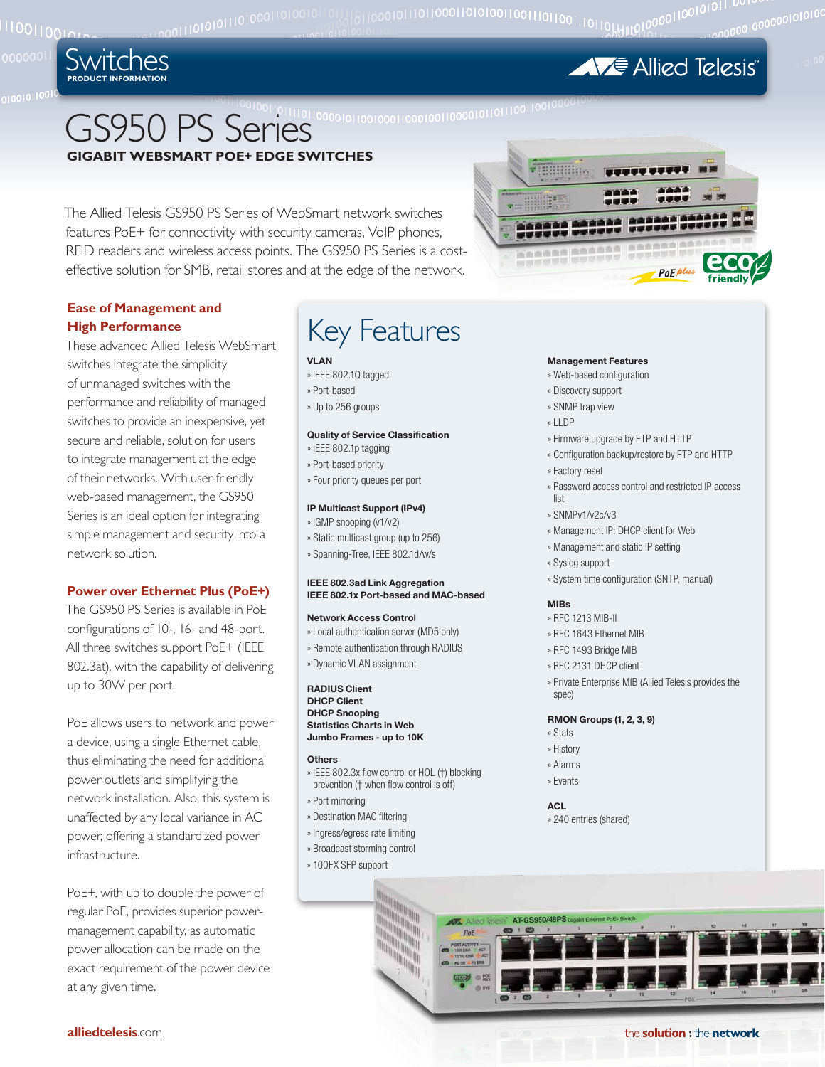# GS950 PS Series

## GIGABIT WEBSMART POE+ EDGE SWITCHES

The Allied Telesis GS950 PS Series of WebSmart network switches features PoE+ for connectivity with security cameras, VoIP phones, RFID readers and wireless access points. The GS950 PS Series is a cost-effective solution for SMB, retail stores and at the edge of the network.

### Ease of Management and High Performance

These advanced Allied Telesis WebSmart switches integrate the simplicity of unmanaged switches with the performance and reliability of managed switches to provide an inexpensive, yet secure and reliable, solution for users to integrate management at the edge of their networks. With user-friendly web-based management, the GS950 Series is an ideal option for integrating simple management and security into a network solution.

### Power over Ethernet Plus (PoE+)

The GS950 PS Series is available in PoE configurations of 10-, 16- and 48-port. All three switches support PoE+ (IEEE 802.3at), with the capability of delivering up to 30W per port.

PoE allows users to network and power a device, using a single Ethernet cable, thus eliminating the need for additional power outlets and simplifying the network installation. Also, this system is unaffected by any local variance in AC power, offering a standardized power infrastructure.

PoE+, with up to double the power of regular PoE, provides superior power-management capability, as automatic power allocation can be made on the exact requirement of the power device at any given time.

## Key Features

**VLAN**
- IEEE 802.1Q tagged
- Port-based
- Up to 256 groups

**Quality of Service Classification**
- IEEE 802.1p tagging
- Port-based priority
- Four priority queues per port

**IP Multicast Support (IPv4)**
- IGMP snooping (v1/v2)
- Static multicast group (up to 256)
- Spanning-Tree, IEEE 802.1d/w/s

**IEEE 802.3ad Link Aggregation**
**IEEE 802.1x Port-based and MAC-based**

**Network Access Control**
- Local authentication server (MD5 only)
- Remote authentication through RADIUS
- Dynamic VLAN assignment

**RADIUS Client**
**DHCP Client**
**DHCP Snooping**
**Statistics Charts in Web**
**Jumbo Frames - up to 10K**

**Others**
- IEEE 802.3x flow control or HOL (†) blocking prevention († when flow control is off)
- Port mirroring
- Destination MAC filtering
- Ingress/egress rate limiting
- Broadcast storming control
- 100FX SFP support

**Management Features**
- Web-based configuration
- Discovery support
- SNMP trap view
- LLDP
- Firmware upgrade by FTP and HTTP
- Configuration backup/restore by FTP and HTTP
- Factory reset
- Password access control and restricted IP access list
- SNMPv1/v2c/v3
- Management IP: DHCP client for Web
- Management and static IP setting
- Syslog support
- System time configuration (SNTP, manual)

**MIBs**
- RFC 1213 MIB-II
- RFC 1643 Ethernet MIB
- RFC 1493 Bridge MIB
- RFC 2131 DHCP client
- Private Enterprise MIB (Allied Telesis provides the spec)

**RMON Groups (1, 2, 3, 9)**
- Stats
- History
- Alarms
- Events

**ACL**
- 240 entries (shared)

alliedtelesis.com

the solution : the network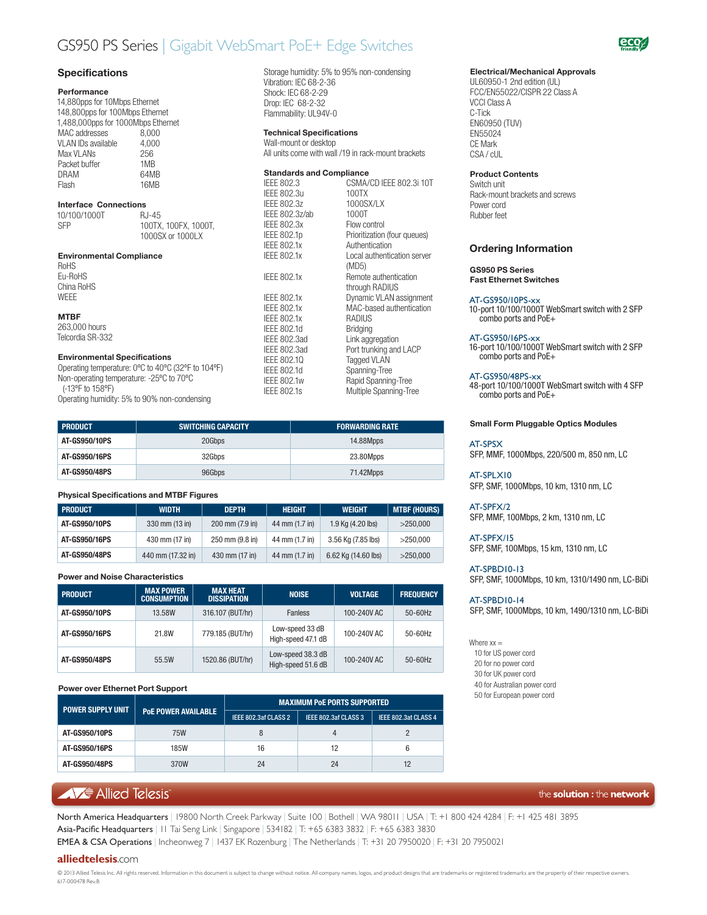# GS950 PS Series | Gigabit WebSmart PoE+ Edge Switches

## Specifications

### Performance

14,880pps for 10Mbps Ethernet
148,800pps for 100Mbps Ethernet
1,488,000pps for 1000Mbps Ethernet

| | |
|---|---|
| MAC addresses | 8,000 |
| VLAN IDs available | 4,000 |
| Max VLANs | 256 |
| Packet buffer | 1MB |
| DRAM | 64MB |
| Flash | 16MB |

### Interface Connections

| | |
|---|---|
| 10/100/1000T | RJ-45 |
| SFP | 100TX, 100FX, 1000T, 1000SX or 1000LX |

### Environmental Compliance

RoHS
Eu-RoHS
China RoHS
WEEE

### MTBF

263,000 hours
Telcordia SR-332

### Environmental Specifications

Operating temperature: 0ºC to 40ºC (32ºF to 104ºF)
Non-operating temperature: -25ºC to 70ºC (-13ºF to 158ºF)
Operating humidity: 5% to 90% non-condensing
Storage humidity: 5% to 95% non-condensing
Vibration: IEC 68-2-36
Shock: IEC 68-2-29
Drop: IEC 68-2-32
Flammability: UL94V-0

### Technical Specifications

Wall-mount or desktop
All units come with wall /19 in rack-mount brackets

### Standards and Compliance

| | |
|---|---|
| IEEE 802.3 | CSMA/CD IEEE 802.3i 10T |
| IEEE 802.3u | 100TX |
| IEEE 802.3z | 1000SX/LX |
| IEEE 802.3z/ab | 1000T |
| IEEE 802.3x | Flow control |
| IEEE 802.1p | Prioritization (four queues) |
| IEEE 802.1x | Authentication |
| IEEE 802.1x | Local authentication server (MD5) |
| IEEE 802.1x | Remote authentication through RADIUS |
| IEEE 802.1x | Dynamic VLAN assignment |
| IEEE 802.1x | MAC-based authentication |
| IEEE 802.1x | RADIUS |
| IEEE 802.1d | Bridging |
| IEEE 802.3ad | Link aggregation |
| IEEE 802.3ad | Port trunking and LACP |
| IEEE 802.1Q | Tagged VLAN |
| IEEE 802.1d | Spanning-Tree |
| IEEE 802.1w | Rapid Spanning-Tree |
| IEEE 802.1s | Multiple Spanning-Tree |

| PRODUCT | SWITCHING CAPACITY | FORWARDING RATE |
|---|---|---|
| AT-GS950/10PS | 20Gbps | 14.88Mpps |
| AT-GS950/16PS | 32Gbps | 23.80Mpps |
| AT-GS950/48PS | 96Gbps | 71.42Mpps |

### Physical Specifications and MTBF Figures

| PRODUCT | WIDTH | DEPTH | HEIGHT | WEIGHT | MTBF (HOURS) |
|---|---|---|---|---|---|
| AT-GS950/10PS | 330 mm (13 in) | 200 mm (7.9 in) | 44 mm (1.7 in) | 1.9 Kg (4.20 lbs) | >250,000 |
| AT-GS950/16PS | 430 mm (17 in) | 250 mm (9.8 in) | 44 mm (1.7 in) | 3.56 Kg (7.85 lbs) | >250,000 |
| AT-GS950/48PS | 440 mm (17.32 in) | 430 mm (17 in) | 44 mm (1.7 in) | 6.62 Kg (14.60 lbs) | >250,000 |

### Power and Noise Characteristics

| PRODUCT | MAX POWER CONSUMPTION | MAX HEAT DISSIPATION | NOISE | VOLTAGE | FREQUENCY |
|---|---|---|---|---|---|
| AT-GS950/10PS | 13.58W | 316.107 (BUT/hr) | Fanless | 100-240V AC | 50-60Hz |
| AT-GS950/16PS | 21.8W | 779.185 (BUT/hr) | Low-speed 33 dB High-speed 47.1 dB | 100-240V AC | 50-60Hz |
| AT-GS950/48PS | 55.5W | 1520.86 (BUT/hr) | Low-speed 38.3 dB High-speed 51.6 dB | 100-240V AC | 50-60Hz |

### Power over Ethernet Port Support

| POWER SUPPLY UNIT | PoE POWER AVAILABLE | MAXIMUM PoE PORTS SUPPORTED | | |
|---|---|---|---|---|
| | | IEEE 802.3af CLASS 2 | IEEE 802.3af CLASS 3 | IEEE 802.3at CLASS 4 |
| AT-GS950/10PS | 75W | 8 | 4 | 2 |
| AT-GS950/16PS | 185W | 16 | 12 | 6 |
| AT-GS950/48PS | 370W | 24 | 24 | 12 |

### Electrical/Mechanical Approvals

UL60950-1 2nd edition (UL)
FCC/EN55022/CISPR 22 Class A
VCCI Class A
C-Tick
EN60950 (TUV)
EN55024
CE Mark
CSA / cUL

### Product Contents

Switch unit
Rack-mount brackets and screws
Power cord
Rubber feet

## Ordering Information

**GS950 PS Series**
**Fast Ethernet Switches**

**AT-GS950/10PS-xx**
10-port 10/100/1000T WebSmart switch with 2 SFP combo ports and PoE+

**AT-GS950/16PS-xx**
16-port 10/100/1000T WebSmart switch with 2 SFP combo ports and PoE+

**AT-GS950/48PS-xx**
48-port 10/100/1000T WebSmart switch with 4 SFP combo ports and PoE+

### Small Form Pluggable Optics Modules

**AT-SPSX**
SFP, MMF, 1000Mbps, 220/500 m, 850 nm, LC

**AT-SPLX10**
SFP, SMF, 1000Mbps, 10 km, 1310 nm, LC

**AT-SPFX/2**
SFP, MMF, 100Mbps, 2 km, 1310 nm, LC

**AT-SPFX/15**
SFP, SMF, 100Mbps, 15 km, 1310 nm, LC

**AT-SPBD10-13**
SFP, SMF, 1000Mbps, 10 km, 1310/1490 nm, LC-BiDi

**AT-SPBD10-14**
SFP, SMF, 1000Mbps, 10 km, 1490/1310 nm, LC-BiDi

Where xx =
- 10 for US power cord
- 20 for no power cord
- 30 for UK power cord
- 40 for Australian power cord
- 50 for European power cord

Allied Telesis — the solution : the network

**North America Headquarters** | 19800 North Creek Parkway | Suite 100 | Bothell | WA 98011 | USA | T: +1 800 424 4284 | F: +1 425 481 3895
**Asia-Pacific Headquarters** | 11 Tai Seng Link | Singapore | 534182 | T: +65 6383 3832 | F: +65 6383 3830
**EMEA & CSA Operations** | Incheonweg 7 | 1437 EK Rozenburg | The Netherlands | T: +31 20 7950020 | F: +31 20 7950021

**alliedtelesis**.com

© 2013 Allied Telesis Inc. All rights reserved. Information in this document is subject to change without notice. All company names, logos, and product designs that are trademarks or registered trademarks are the property of their respective owners.
617-000478 Rev.B